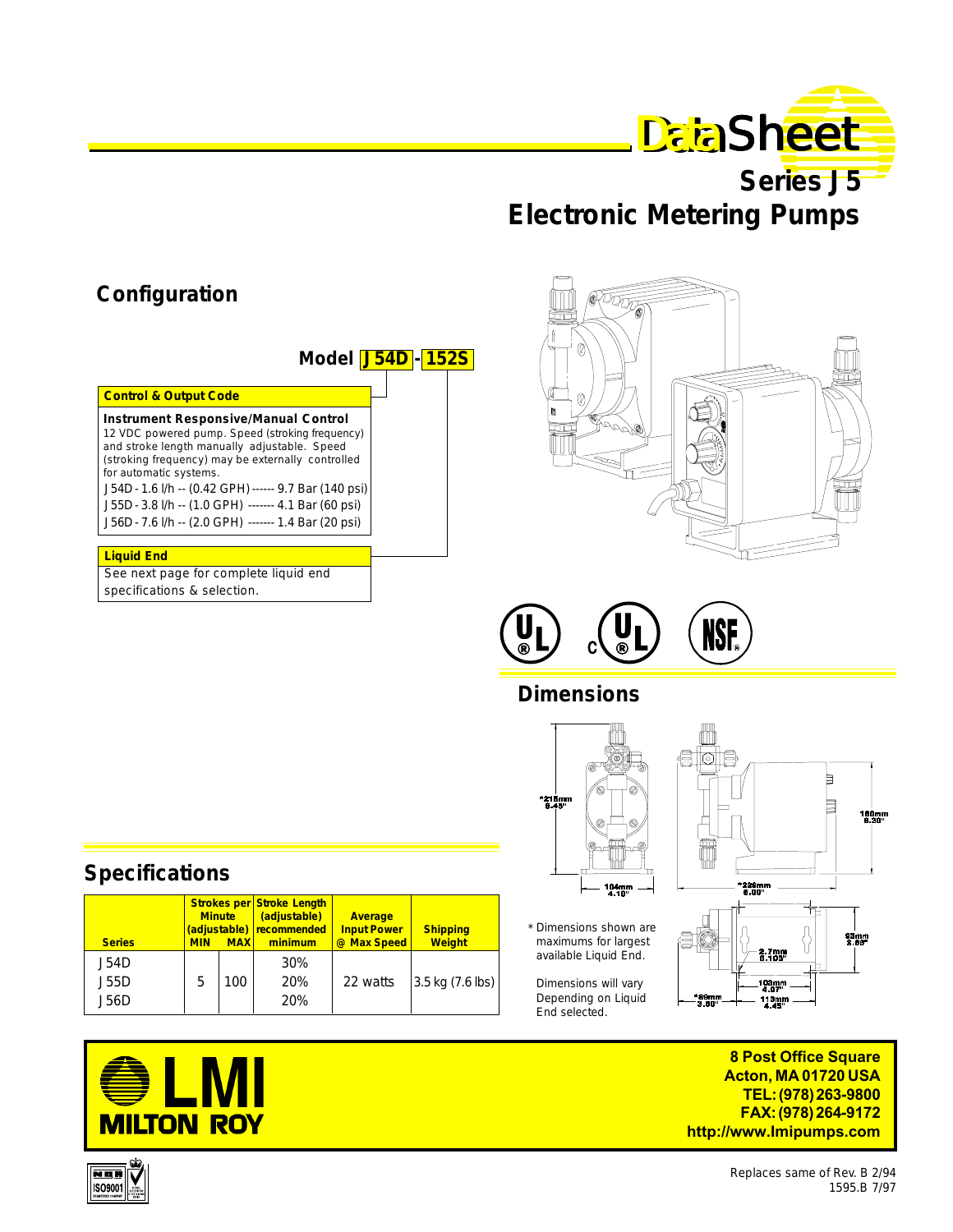# DataSheet

## Series J5

## Electronic Metering Pumps

## Configuration

**Model J54D - 152S**

**Control & Output Code**

**Instrument Responsive/Manual Control**

12 VDC powered pump. Speed (stroking frequency) and stroke length manually adjustable. Speed (stroking frequency) may be externally controlled for automatic systems.

J54D - 1.6 l/h -- (0.42 GPH) ------ 9.7 Bar (140 psi)
J55D - 3.8 l/h -- (1.0 GPH) ------- 4.1 Bar (60 psi)
J56D - 7.6 l/h -- (2.0 GPH) ------- 1.4 Bar (20 psi)

**Liquid End**

See next page for complete liquid end specifications & selection.

## Dimensions

*215mm 8.45"

104mm 4.10"

160mm 6.30"

*229mm 9.00"

93mm 3.65"

2.7mm 0.105"

103mm 4.07"

113mm 4.45"

*89mm 3.50"

\* Dimensions shown are maximums for largest available Liquid End.

Dimensions will vary Depending on Liquid End selected.

## Specifications

| Series | Strokes per Minute (adjustable) MIN | MAX | Stroke Length (adjustable) recommended minimum | Average Input Power @ Max Speed | Shipping Weight |
|---|---|---|---|---|---|
| J54D | 5 | 100 | 30% | 22 watts | 3.5 kg (7.6 lbs) |
| J55D | | | 20% | | |
| J56D | | | 20% | | |

**LMI MILTON ROY**

**8 Post Office Square**
**Acton, MA 01720 USA**
**TEL: (978) 263-9800**
**FAX: (978) 264-9172**
**http://www.lmipumps.com**

ISO9001

Replaces same of Rev. B 2/94
1595.B 7/97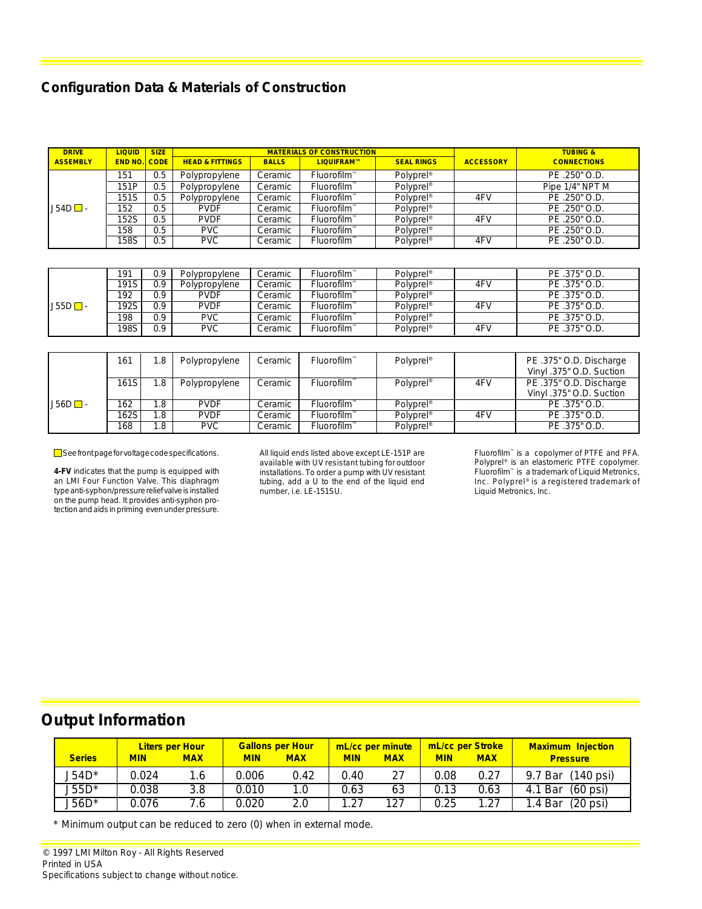## Configuration Data & Materials of Construction

| DRIVE ASSEMBLY | LIQUID END NO. | SIZE CODE | MATERIALS OF CONSTRUCTION HEAD & FITTINGS | BALLS | LIQUIFRAM™ | SEAL RINGS | ACCESSORY | TUBING & CONNECTIONS |
|---|---|---|---|---|---|---|---|---|
| J54D ☐ - | 151 | 0.5 | Polypropylene | Ceramic | Fluorofilm™ | Polyprel® | | PE .250" O.D. |
| | 151P | 0.5 | Polypropylene | Ceramic | Fluorofilm™ | Polyprel® | | Pipe 1/4" NPT M |
| | 151S | 0.5 | Polypropylene | Ceramic | Fluorofilm™ | Polyprel® | 4FV | PE .250" O.D. |
| | 152 | 0.5 | PVDF | Ceramic | Fluorofilm™ | Polyprel® | | PE .250" O.D. |
| | 152S | 0.5 | PVDF | Ceramic | Fluorofilm™ | Polyprel® | 4FV | PE .250" O.D. |
| | 158 | 0.5 | PVC | Ceramic | Fluorofilm™ | Polyprel® | | PE .250" O.D. |
| | 158S | 0.5 | PVC | Ceramic | Fluorofilm™ | Polyprel® | 4FV | PE .250" O.D. |
| J55D ☐ - | 191 | 0.9 | Polypropylene | Ceramic | Fluorofilm™ | Polyprel® | | PE .375" O.D. |
| | 191S | 0.9 | Polypropylene | Ceramic | Fluorofilm™ | Polyprel® | 4FV | PE .375" O.D. |
| | 192 | 0.9 | PVDF | Ceramic | Fluorofilm™ | Polyprel® | | PE .375" O.D. |
| | 192S | 0.9 | PVDF | Ceramic | Fluorofilm™ | Polyprel® | 4FV | PE .375" O.D. |
| | 198 | 0.9 | PVC | Ceramic | Fluorofilm™ | Polyprel® | | PE .375" O.D. |
| | 198S | 0.9 | PVC | Ceramic | Fluorofilm™ | Polyprel® | 4FV | PE .375" O.D. |
| J56D ☐ - | 161 | 1.8 | Polypropylene | Ceramic | Fluorofilm™ | Polyprel® | | PE .375" O.D. Discharge Vinyl .375" O.D. Suction |
| | 161S | 1.8 | Polypropylene | Ceramic | Fluorofilm™ | Polyprel® | 4FV | PE .375" O.D. Discharge Vinyl .375" O.D. Suction |
| | 162 | 1.8 | PVDF | Ceramic | Fluorofilm™ | Polyprel® | | PE .375" O.D. |
| | 162S | 1.8 | PVDF | Ceramic | Fluorofilm™ | Polyprel® | 4FV | PE .375" O.D. |
| | 168 | 1.8 | PVC | Ceramic | Fluorofilm™ | Polyprel® | | PE .375" O.D. |

☐ See front page for voltage code specifications.

**4-FV** indicates that the pump is equipped with an LMI Four Function Valve. This diaphragm type anti-syphon/pressure relief valve is installed on the pump head. It provides anti-syphon protection and aids in priming even under pressure.

All liquid ends listed above except LE-151P are available with UV resistant tubing for outdoor installations. To order a pump with UV resistant tubing, add a U to the end of the liquid end number, i.e. LE-151SU.

Fluorofilm™ is a copolymer of PTFE and PFA. Polyprel® is an elastomeric PTFE copolymer. Fluorofilm™ is a trademark of Liquid Metronics, Inc. Polyprel® is a registered trademark of Liquid Metronics, Inc.

## Output Information

| Series | Liters per Hour MIN | MAX | Gallons per Hour MIN | MAX | mL/cc per minute MIN | MAX | mL/cc per Stroke MIN | MAX | Maximum Injection Pressure |
|---|---|---|---|---|---|---|---|---|---|
| J54D* | 0.024 | 1.6 | 0.006 | 0.42 | 0.40 | 27 | 0.08 | 0.27 | 9.7 Bar (140 psi) |
| J55D* | 0.038 | 3.8 | 0.010 | 1.0 | 0.63 | 63 | 0.13 | 0.63 | 4.1 Bar (60 psi) |
| J56D* | 0.076 | 7.6 | 0.020 | 2.0 | 1.27 | 127 | 0.25 | 1.27 | 1.4 Bar (20 psi) |

* Minimum output can be reduced to zero (0) when in external mode.

© 1997 LMI Milton Roy - All Rights Reserved
Printed in USA
Specifications subject to change without notice.